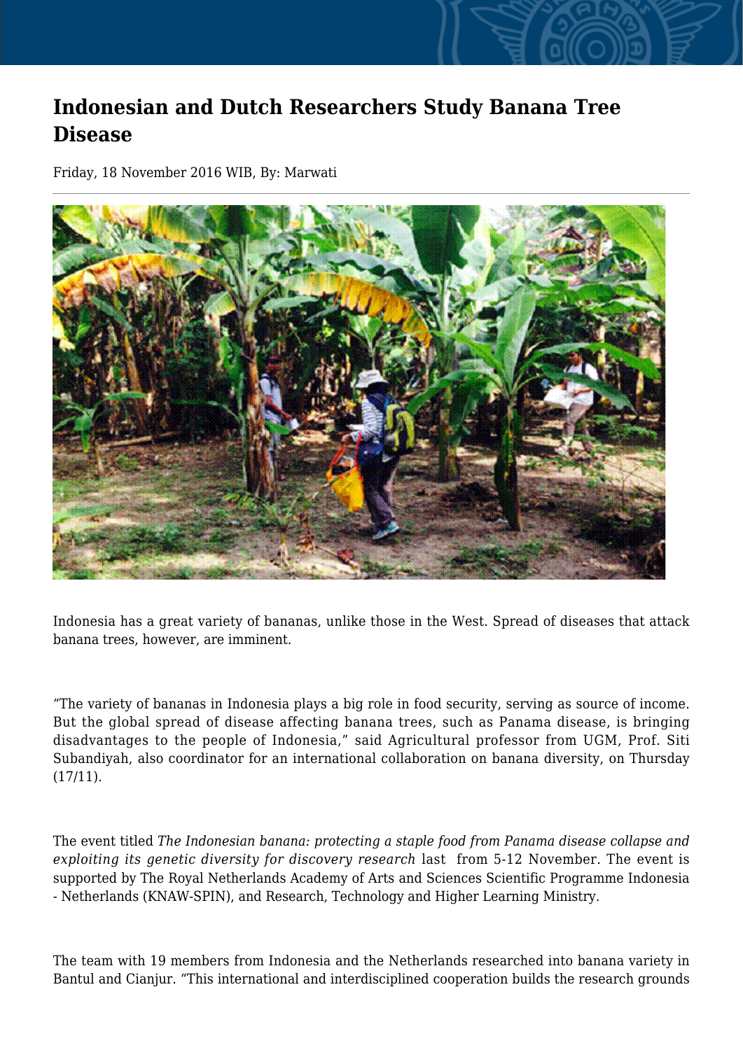# Indonesian and Dutch Researchers Study Banana Tree Disease

Friday, 18 November 2016 WIB, By: Marwati

Indonesia has a great variety of bananas, unlike those in the West. Spread of diseases that attack banana trees, however, are imminent.

"The variety of bananas in Indonesia plays a big role in food security, serving as source of income. But the global spread of disease affecting banana trees, such as Panama disease, is bringing disadvantages to the people of Indonesia," said Agricultural professor from UGM, Prof. Siti Subandiyah, also coordinator for an international collaboration on banana diversity, on Thursday (17/11).

The event titled *The Indonesian banana: protecting a staple food from Panama disease collapse and exploiting its genetic diversity for discovery research* last from 5-12 November. The event is supported by The Royal Netherlands Academy of Arts and Sciences Scientific Programme Indonesia - Netherlands (KNAW-SPIN), and Research, Technology and Higher Learning Ministry.

The team with 19 members from Indonesia and the Netherlands researched into banana variety in Bantul and Cianjur. "This international and interdisciplined cooperation builds the research grounds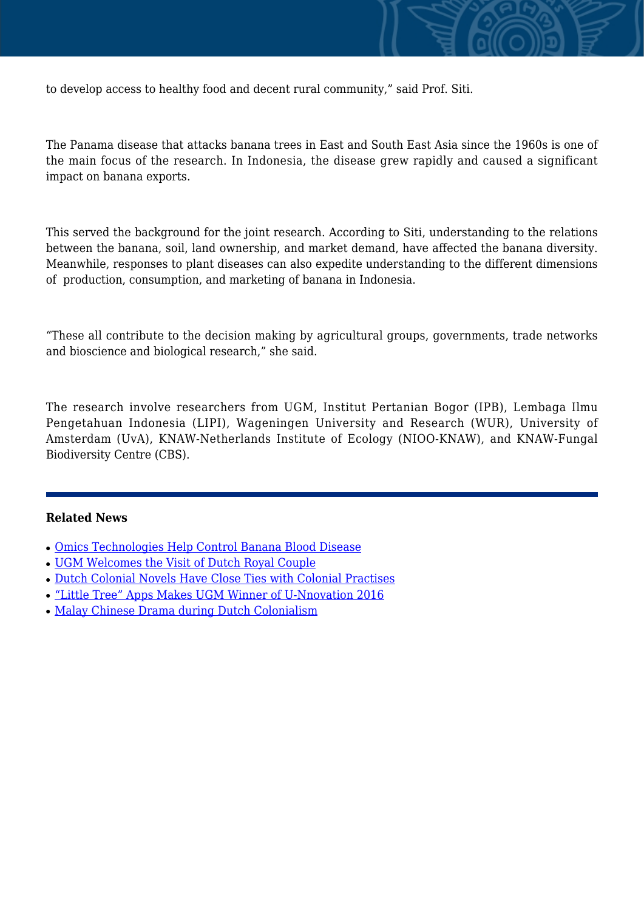to develop access to healthy food and decent rural community," said Prof. Siti.

The Panama disease that attacks banana trees in East and South East Asia since the 1960s is one of the main focus of the research. In Indonesia, the disease grew rapidly and caused a significant impact on banana exports.

This served the background for the joint research. According to Siti, understanding to the relations between the banana, soil, land ownership, and market demand, have affected the banana diversity. Meanwhile, responses to plant diseases can also expedite understanding to the different dimensions of production, consumption, and marketing of banana in Indonesia.

"These all contribute to the decision making by agricultural groups, governments, trade networks and bioscience and biological research," she said.

The research involve researchers from UGM, Institut Pertanian Bogor (IPB), Lembaga Ilmu Pengetahuan Indonesia (LIPI), Wageningen University and Research (WUR), University of Amsterdam (UvA), KNAW-Netherlands Institute of Ecology (NIOO-KNAW), and KNAW-Fungal Biodiversity Centre (CBS).

---

**Related News**

- Omics Technologies Help Control Banana Blood Disease
- UGM Welcomes the Visit of Dutch Royal Couple
- Dutch Colonial Novels Have Close Ties with Colonial Practises
- "Little Tree" Apps Makes UGM Winner of U-Nnovation 2016
- Malay Chinese Drama during Dutch Colonialism